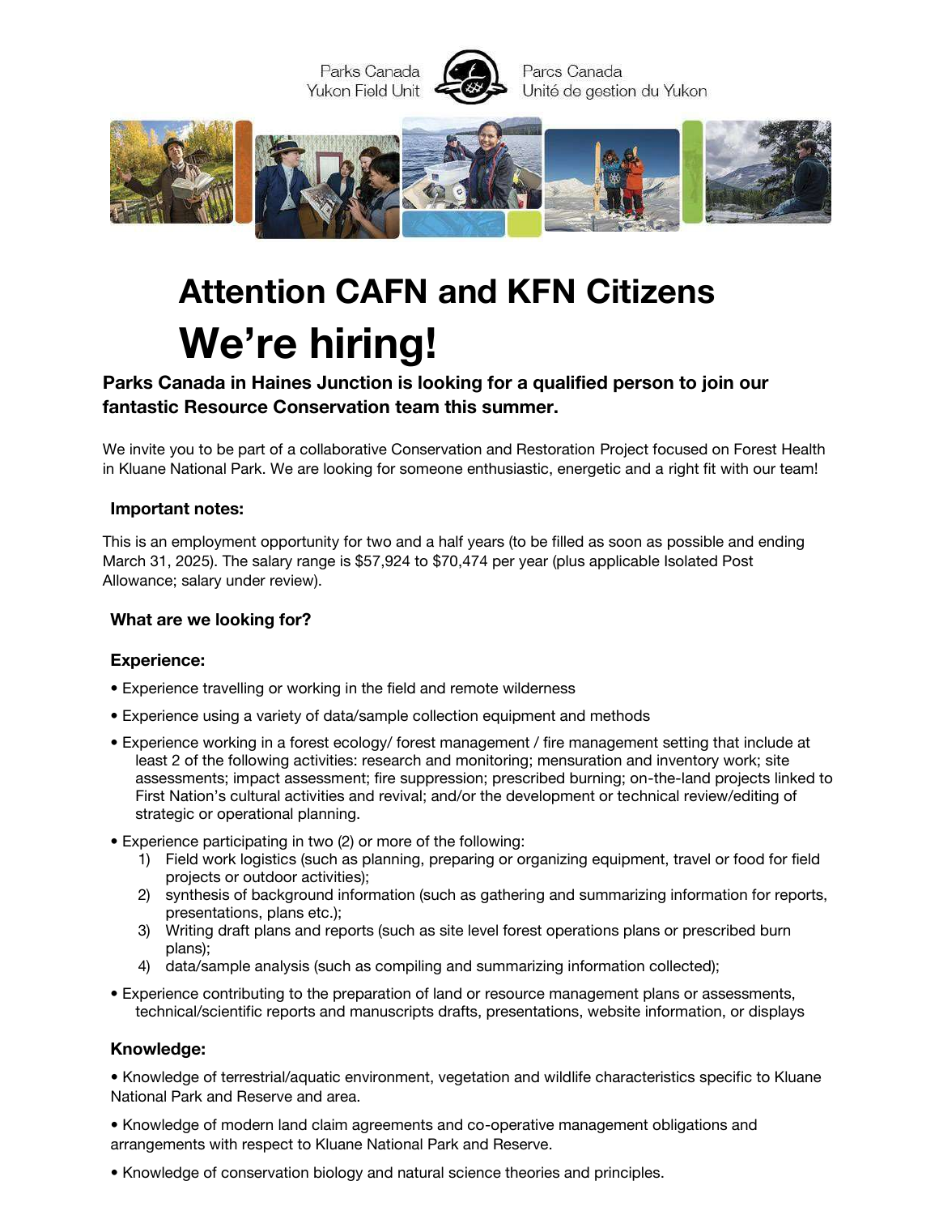Parks Canada
Yukon Field Unit

Parcs Canada
Unité de gestion du Yukon

# Attention CAFN and KFN Citizens

# We're hiring!

**Parks Canada in Haines Junction is looking for a qualified person to join our fantastic Resource Conservation team this summer.**

We invite you to be part of a collaborative Conservation and Restoration Project focused on Forest Health in Kluane National Park. We are looking for someone enthusiastic, energetic and a right fit with our team!

### Important notes:

This is an employment opportunity for two and a half years (to be filled as soon as possible and ending March 31, 2025). The salary range is $57,924 to $70,474 per year (plus applicable Isolated Post Allowance; salary under review).

### What are we looking for?

### Experience:

- Experience travelling or working in the field and remote wilderness
- Experience using a variety of data/sample collection equipment and methods
- Experience working in a forest ecology/ forest management / fire management setting that include at least 2 of the following activities: research and monitoring; mensuration and inventory work; site assessments; impact assessment; fire suppression; prescribed burning; on-the-land projects linked to First Nation's cultural activities and revival; and/or the development or technical review/editing of strategic or operational planning.
- Experience participating in two (2) or more of the following:
  1) Field work logistics (such as planning, preparing or organizing equipment, travel or food for field projects or outdoor activities);
  2) synthesis of background information (such as gathering and summarizing information for reports, presentations, plans etc.);
  3) Writing draft plans and reports (such as site level forest operations plans or prescribed burn plans);
  4) data/sample analysis (such as compiling and summarizing information collected);
- Experience contributing to the preparation of land or resource management plans or assessments, technical/scientific reports and manuscripts drafts, presentations, website information, or displays

### Knowledge:

- Knowledge of terrestrial/aquatic environment, vegetation and wildlife characteristics specific to Kluane National Park and Reserve and area.
- Knowledge of modern land claim agreements and co-operative management obligations and arrangements with respect to Kluane National Park and Reserve.
- Knowledge of conservation biology and natural science theories and principles.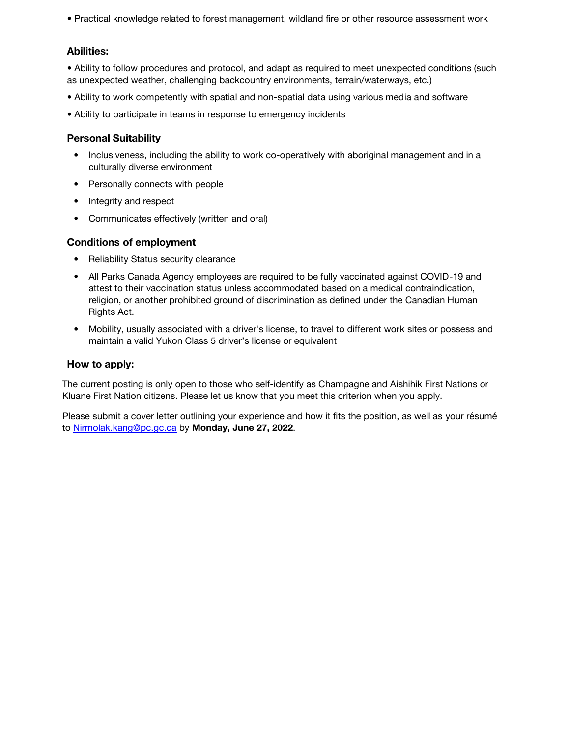- Practical knowledge related to forest management, wildland fire or other resource assessment work

### Abilities:

- Ability to follow procedures and protocol, and adapt as required to meet unexpected conditions (such as unexpected weather, challenging backcountry environments, terrain/waterways, etc.)
- Ability to work competently with spatial and non-spatial data using various media and software
- Ability to participate in teams in response to emergency incidents

### Personal Suitability

- Inclusiveness, including the ability to work co-operatively with aboriginal management and in a culturally diverse environment
- Personally connects with people
- Integrity and respect
- Communicates effectively (written and oral)

### Conditions of employment

- Reliability Status security clearance
- All Parks Canada Agency employees are required to be fully vaccinated against COVID-19 and attest to their vaccination status unless accommodated based on a medical contraindication, religion, or another prohibited ground of discrimination as defined under the Canadian Human Rights Act.
- Mobility, usually associated with a driver's license, to travel to different work sites or possess and maintain a valid Yukon Class 5 driver's license or equivalent

### How to apply:

The current posting is only open to those who self-identify as Champagne and Aishihik First Nations or Kluane First Nation citizens. Please let us know that you meet this criterion when you apply.

Please submit a cover letter outlining your experience and how it fits the position, as well as your résumé to Nirmolak.kang@pc.gc.ca by **Monday, June 27, 2022**.